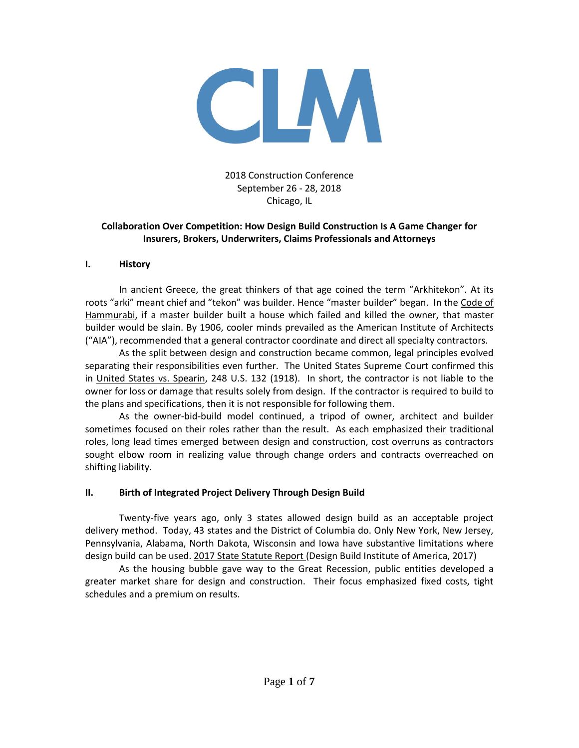CLM

2018 Construction Conference
September 26 - 28, 2018
Chicago, IL

**Collaboration Over Competition: How Design Build Construction Is A Game Changer for Insurers, Brokers, Underwriters, Claims Professionals and Attorneys**

## I. History

In ancient Greece, the great thinkers of that age coined the term "Arkhitekon". At its roots "arki" meant chief and "tekon" was builder. Hence "master builder" began. In the Code of Hammurabi, if a master builder built a house which failed and killed the owner, that master builder would be slain. By 1906, cooler minds prevailed as the American Institute of Architects ("AIA"), recommended that a general contractor coordinate and direct all specialty contractors.

As the split between design and construction became common, legal principles evolved separating their responsibilities even further. The United States Supreme Court confirmed this in United States vs. Spearin, 248 U.S. 132 (1918). In short, the contractor is not liable to the owner for loss or damage that results solely from design. If the contractor is required to build to the plans and specifications, then it is not responsible for following them.

As the owner-bid-build model continued, a tripod of owner, architect and builder sometimes focused on their roles rather than the result. As each emphasized their traditional roles, long lead times emerged between design and construction, cost overruns as contractors sought elbow room in realizing value through change orders and contracts overreached on shifting liability.

## II. Birth of Integrated Project Delivery Through Design Build

Twenty-five years ago, only 3 states allowed design build as an acceptable project delivery method. Today, 43 states and the District of Columbia do. Only New York, New Jersey, Pennsylvania, Alabama, North Dakota, Wisconsin and Iowa have substantive limitations where design build can be used. 2017 State Statute Report (Design Build Institute of America, 2017)

As the housing bubble gave way to the Great Recession, public entities developed a greater market share for design and construction. Their focus emphasized fixed costs, tight schedules and a premium on results.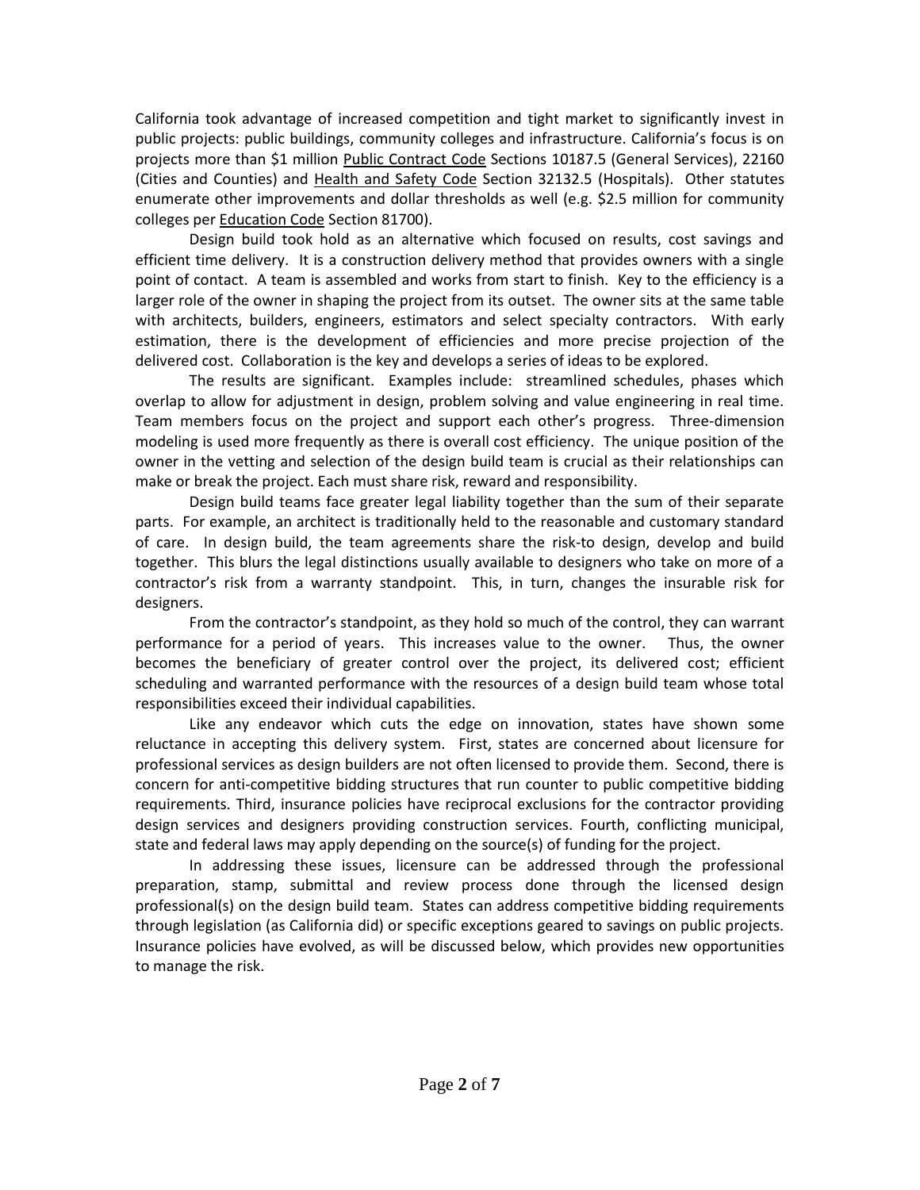California took advantage of increased competition and tight market to significantly invest in public projects: public buildings, community colleges and infrastructure. California's focus is on projects more than $1 million Public Contract Code Sections 10187.5 (General Services), 22160 (Cities and Counties) and Health and Safety Code Section 32132.5 (Hospitals). Other statutes enumerate other improvements and dollar thresholds as well (e.g. $2.5 million for community colleges per Education Code Section 81700).

Design build took hold as an alternative which focused on results, cost savings and efficient time delivery. It is a construction delivery method that provides owners with a single point of contact. A team is assembled and works from start to finish. Key to the efficiency is a larger role of the owner in shaping the project from its outset. The owner sits at the same table with architects, builders, engineers, estimators and select specialty contractors. With early estimation, there is the development of efficiencies and more precise projection of the delivered cost. Collaboration is the key and develops a series of ideas to be explored.

The results are significant. Examples include: streamlined schedules, phases which overlap to allow for adjustment in design, problem solving and value engineering in real time. Team members focus on the project and support each other's progress. Three-dimension modeling is used more frequently as there is overall cost efficiency. The unique position of the owner in the vetting and selection of the design build team is crucial as their relationships can make or break the project. Each must share risk, reward and responsibility.

Design build teams face greater legal liability together than the sum of their separate parts. For example, an architect is traditionally held to the reasonable and customary standard of care. In design build, the team agreements share the risk-to design, develop and build together. This blurs the legal distinctions usually available to designers who take on more of a contractor's risk from a warranty standpoint. This, in turn, changes the insurable risk for designers.

From the contractor's standpoint, as they hold so much of the control, they can warrant performance for a period of years. This increases value to the owner. Thus, the owner becomes the beneficiary of greater control over the project, its delivered cost; efficient scheduling and warranted performance with the resources of a design build team whose total responsibilities exceed their individual capabilities.

Like any endeavor which cuts the edge on innovation, states have shown some reluctance in accepting this delivery system. First, states are concerned about licensure for professional services as design builders are not often licensed to provide them. Second, there is concern for anti-competitive bidding structures that run counter to public competitive bidding requirements. Third, insurance policies have reciprocal exclusions for the contractor providing design services and designers providing construction services. Fourth, conflicting municipal, state and federal laws may apply depending on the source(s) of funding for the project.

In addressing these issues, licensure can be addressed through the professional preparation, stamp, submittal and review process done through the licensed design professional(s) on the design build team. States can address competitive bidding requirements through legislation (as California did) or specific exceptions geared to savings on public projects. Insurance policies have evolved, as will be discussed below, which provides new opportunities to manage the risk.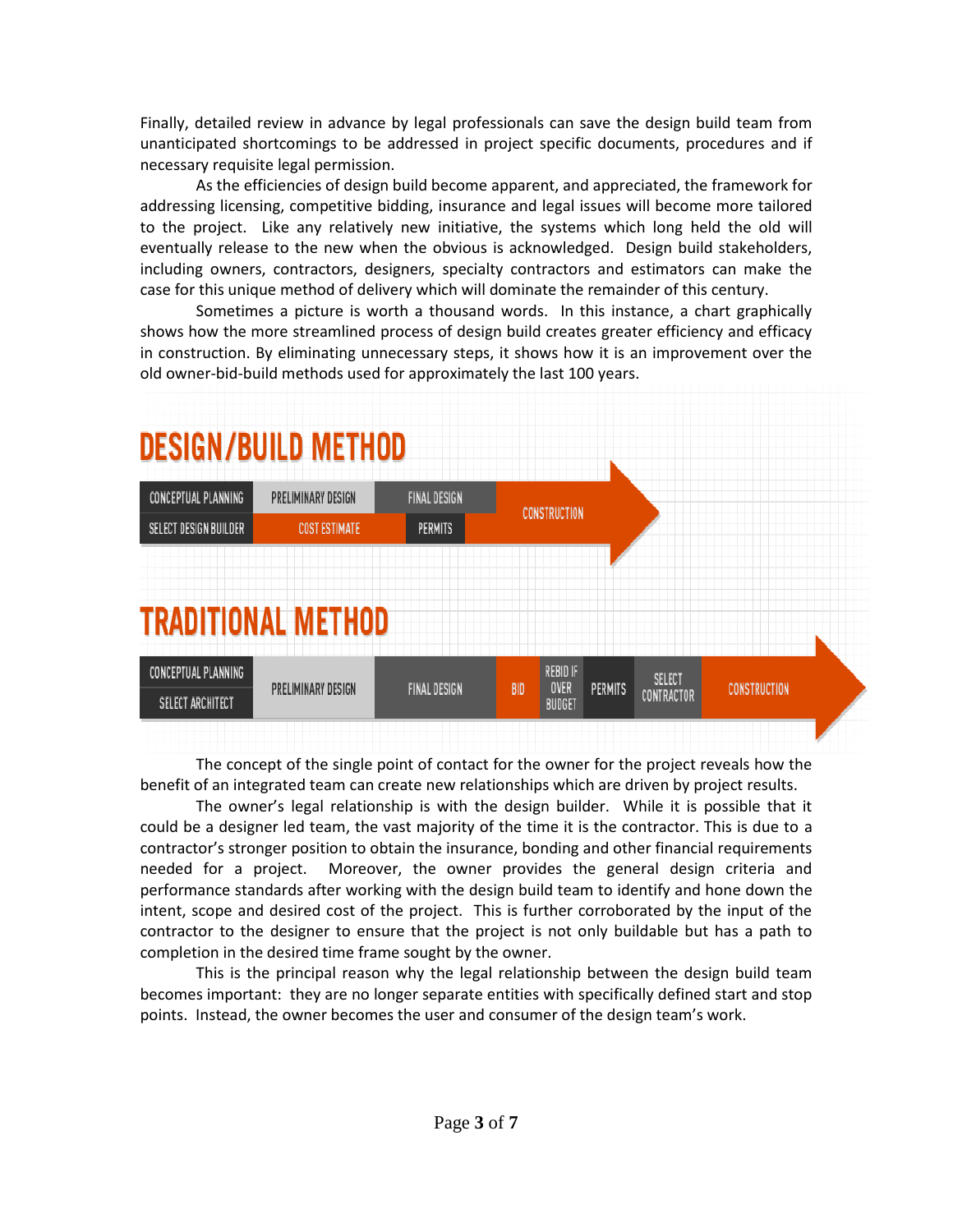Finally, detailed review in advance by legal professionals can save the design build team from unanticipated shortcomings to be addressed in project specific documents, procedures and if necessary requisite legal permission.

As the efficiencies of design build become apparent, and appreciated, the framework for addressing licensing, competitive bidding, insurance and legal issues will become more tailored to the project. Like any relatively new initiative, the systems which long held the old will eventually release to the new when the obvious is acknowledged. Design build stakeholders, including owners, contractors, designers, specialty contractors and estimators can make the case for this unique method of delivery which will dominate the remainder of this century.

Sometimes a picture is worth a thousand words. In this instance, a chart graphically shows how the more streamlined process of design build creates greater efficiency and efficacy in construction. By eliminating unnecessary steps, it shows how it is an improvement over the old owner-bid-build methods used for approximately the last 100 years.

## DESIGN/BUILD METHOD

| CONCEPTUAL PLANNING | PRELIMINARY DESIGN | FINAL DESIGN | CONSTRUCTION |
|---|---|---|---|
| SELECT DESIGN BUILDER | COST ESTIMATE | PERMITS | |

## TRADITIONAL METHOD

| CONCEPTUAL PLANNING / SELECT ARCHITECT | PRELIMINARY DESIGN | FINAL DESIGN | BID | REBID IF OVER BUDGET | PERMITS | SELECT CONTRACTOR | CONSTRUCTION |
|---|---|---|---|---|---|---|---|

The concept of the single point of contact for the owner for the project reveals how the benefit of an integrated team can create new relationships which are driven by project results.

The owner's legal relationship is with the design builder. While it is possible that it could be a designer led team, the vast majority of the time it is the contractor. This is due to a contractor's stronger position to obtain the insurance, bonding and other financial requirements needed for a project. Moreover, the owner provides the general design criteria and performance standards after working with the design build team to identify and hone down the intent, scope and desired cost of the project. This is further corroborated by the input of the contractor to the designer to ensure that the project is not only buildable but has a path to completion in the desired time frame sought by the owner.

This is the principal reason why the legal relationship between the design build team becomes important: they are no longer separate entities with specifically defined start and stop points. Instead, the owner becomes the user and consumer of the design team's work.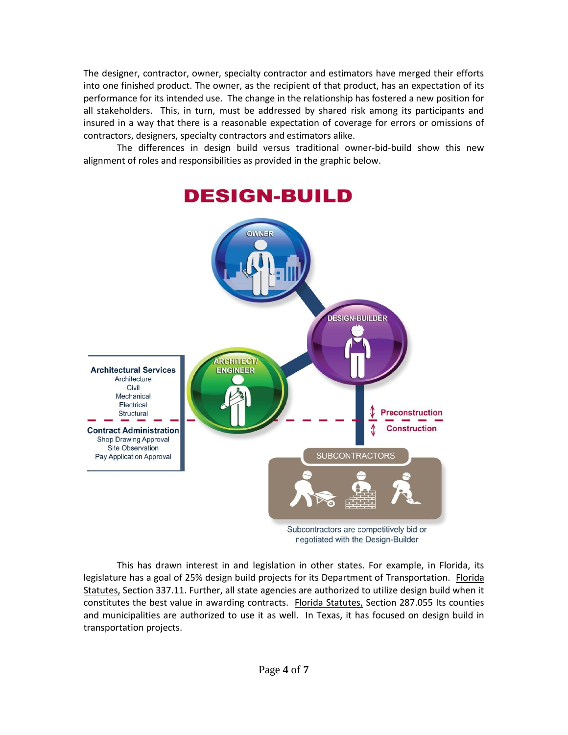The designer, contractor, owner, specialty contractor and estimators have merged their efforts into one finished product. The owner, as the recipient of that product, has an expectation of its performance for its intended use. The change in the relationship has fostered a new position for all stakeholders. This, in turn, must be addressed by shared risk among its participants and insured in a way that there is a reasonable expectation of coverage for errors or omissions of contractors, designers, specialty contractors and estimators alike.

The differences in design build versus traditional owner-bid-build show this new alignment of roles and responsibilities as provided in the graphic below.

## DESIGN-BUILD

OWNER

DESIGN-BUILDER

ARCHITECT/ ENGINEER

**Architectural Services**
Architecture
Civil
Mechanical
Electrical
Structural

**Contract Administration**
Shop Drawing Approval
Site Observation
Pay Application Approval

**Preconstruction**

**Construction**

SUBCONTRACTORS

Subcontractors are competitively bid or negotiated with the Design-Builder

This has drawn interest in and legislation in other states. For example, in Florida, its legislature has a goal of 25% design build projects for its Department of Transportation. Florida Statutes, Section 337.11. Further, all state agencies are authorized to utilize design build when it constitutes the best value in awarding contracts. Florida Statutes, Section 287.055 Its counties and municipalities are authorized to use it as well. In Texas, it has focused on design build in transportation projects.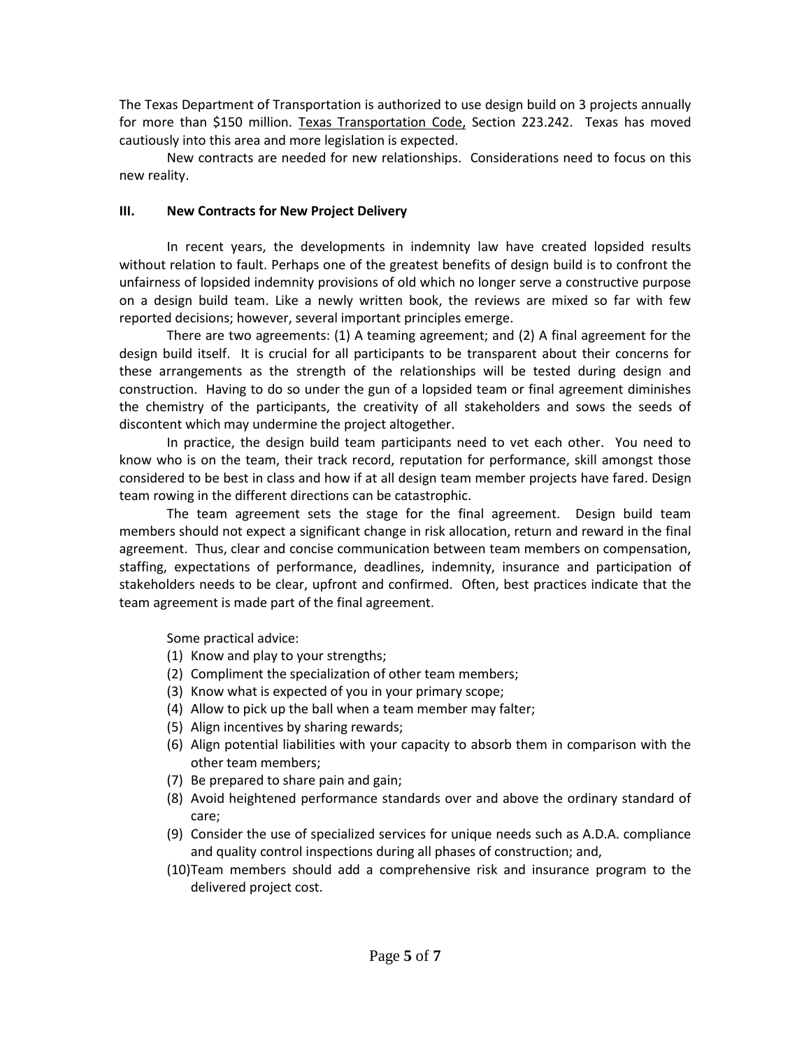The Texas Department of Transportation is authorized to use design build on 3 projects annually for more than $150 million. Texas Transportation Code, Section 223.242. Texas has moved cautiously into this area and more legislation is expected.

New contracts are needed for new relationships. Considerations need to focus on this new reality.

### III. New Contracts for New Project Delivery

In recent years, the developments in indemnity law have created lopsided results without relation to fault. Perhaps one of the greatest benefits of design build is to confront the unfairness of lopsided indemnity provisions of old which no longer serve a constructive purpose on a design build team. Like a newly written book, the reviews are mixed so far with few reported decisions; however, several important principles emerge.

There are two agreements: (1) A teaming agreement; and (2) A final agreement for the design build itself. It is crucial for all participants to be transparent about their concerns for these arrangements as the strength of the relationships will be tested during design and construction. Having to do so under the gun of a lopsided team or final agreement diminishes the chemistry of the participants, the creativity of all stakeholders and sows the seeds of discontent which may undermine the project altogether.

In practice, the design build team participants need to vet each other. You need to know who is on the team, their track record, reputation for performance, skill amongst those considered to be best in class and how if at all design team member projects have fared. Design team rowing in the different directions can be catastrophic.

The team agreement sets the stage for the final agreement. Design build team members should not expect a significant change in risk allocation, return and reward in the final agreement. Thus, clear and concise communication between team members on compensation, staffing, expectations of performance, deadlines, indemnity, insurance and participation of stakeholders needs to be clear, upfront and confirmed. Often, best practices indicate that the team agreement is made part of the final agreement.

Some practical advice:

(1) Know and play to your strengths;
(2) Compliment the specialization of other team members;
(3) Know what is expected of you in your primary scope;
(4) Allow to pick up the ball when a team member may falter;
(5) Align incentives by sharing rewards;
(6) Align potential liabilities with your capacity to absorb them in comparison with the other team members;
(7) Be prepared to share pain and gain;
(8) Avoid heightened performance standards over and above the ordinary standard of care;
(9) Consider the use of specialized services for unique needs such as A.D.A. compliance and quality control inspections during all phases of construction; and,
(10) Team members should add a comprehensive risk and insurance program to the delivered project cost.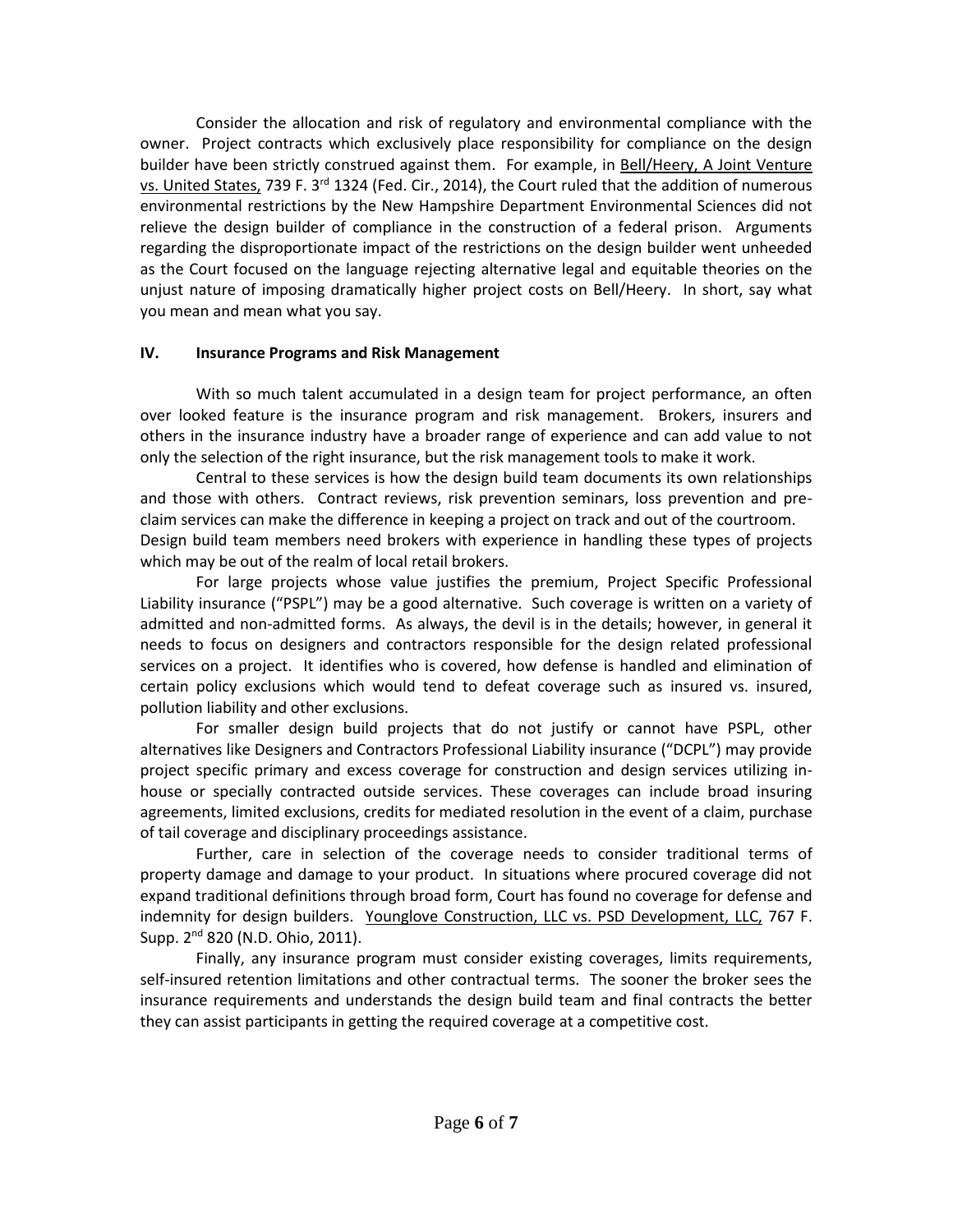Consider the allocation and risk of regulatory and environmental compliance with the owner. Project contracts which exclusively place responsibility for compliance on the design builder have been strictly construed against them. For example, in Bell/Heery, A Joint Venture vs. United States, 739 F. 3rd 1324 (Fed. Cir., 2014), the Court ruled that the addition of numerous environmental restrictions by the New Hampshire Department Environmental Sciences did not relieve the design builder of compliance in the construction of a federal prison. Arguments regarding the disproportionate impact of the restrictions on the design builder went unheeded as the Court focused on the language rejecting alternative legal and equitable theories on the unjust nature of imposing dramatically higher project costs on Bell/Heery. In short, say what you mean and mean what you say.

## IV. Insurance Programs and Risk Management

With so much talent accumulated in a design team for project performance, an often over looked feature is the insurance program and risk management. Brokers, insurers and others in the insurance industry have a broader range of experience and can add value to not only the selection of the right insurance, but the risk management tools to make it work.

Central to these services is how the design build team documents its own relationships and those with others. Contract reviews, risk prevention seminars, loss prevention and pre-claim services can make the difference in keeping a project on track and out of the courtroom. Design build team members need brokers with experience in handling these types of projects which may be out of the realm of local retail brokers.

For large projects whose value justifies the premium, Project Specific Professional Liability insurance ("PSPL") may be a good alternative. Such coverage is written on a variety of admitted and non-admitted forms. As always, the devil is in the details; however, in general it needs to focus on designers and contractors responsible for the design related professional services on a project. It identifies who is covered, how defense is handled and elimination of certain policy exclusions which would tend to defeat coverage such as insured vs. insured, pollution liability and other exclusions.

For smaller design build projects that do not justify or cannot have PSPL, other alternatives like Designers and Contractors Professional Liability insurance ("DCPL") may provide project specific primary and excess coverage for construction and design services utilizing in-house or specially contracted outside services. These coverages can include broad insuring agreements, limited exclusions, credits for mediated resolution in the event of a claim, purchase of tail coverage and disciplinary proceedings assistance.

Further, care in selection of the coverage needs to consider traditional terms of property damage and damage to your product. In situations where procured coverage did not expand traditional definitions through broad form, Court has found no coverage for defense and indemnity for design builders. Younglove Construction, LLC vs. PSD Development, LLC, 767 F. Supp. 2nd 820 (N.D. Ohio, 2011).

Finally, any insurance program must consider existing coverages, limits requirements, self-insured retention limitations and other contractual terms. The sooner the broker sees the insurance requirements and understands the design build team and final contracts the better they can assist participants in getting the required coverage at a competitive cost.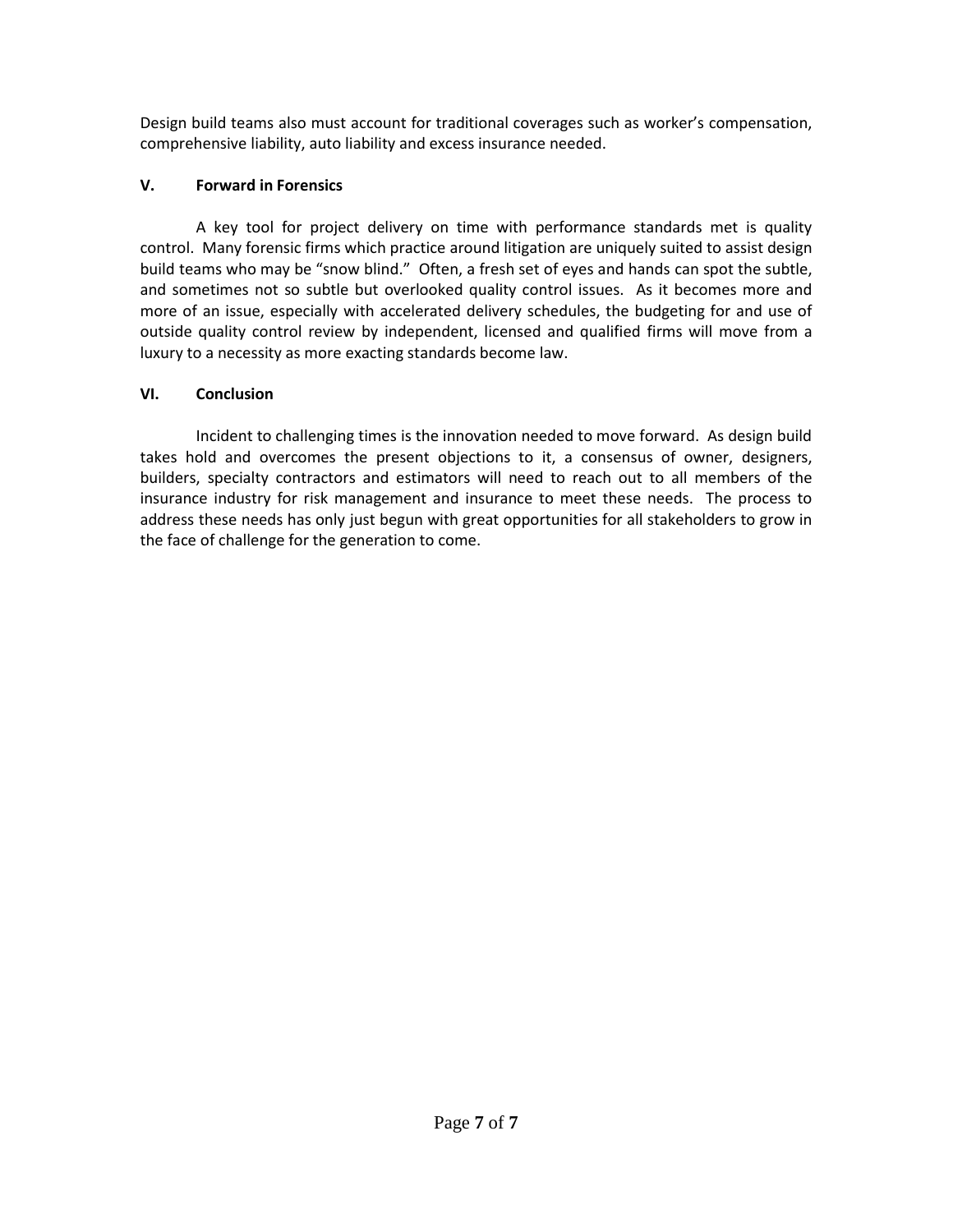Design build teams also must account for traditional coverages such as worker's compensation, comprehensive liability, auto liability and excess insurance needed.

## V. Forward in Forensics

A key tool for project delivery on time with performance standards met is quality control. Many forensic firms which practice around litigation are uniquely suited to assist design build teams who may be "snow blind." Often, a fresh set of eyes and hands can spot the subtle, and sometimes not so subtle but overlooked quality control issues. As it becomes more and more of an issue, especially with accelerated delivery schedules, the budgeting for and use of outside quality control review by independent, licensed and qualified firms will move from a luxury to a necessity as more exacting standards become law.

## VI. Conclusion

Incident to challenging times is the innovation needed to move forward. As design build takes hold and overcomes the present objections to it, a consensus of owner, designers, builders, specialty contractors and estimators will need to reach out to all members of the insurance industry for risk management and insurance to meet these needs. The process to address these needs has only just begun with great opportunities for all stakeholders to grow in the face of challenge for the generation to come.